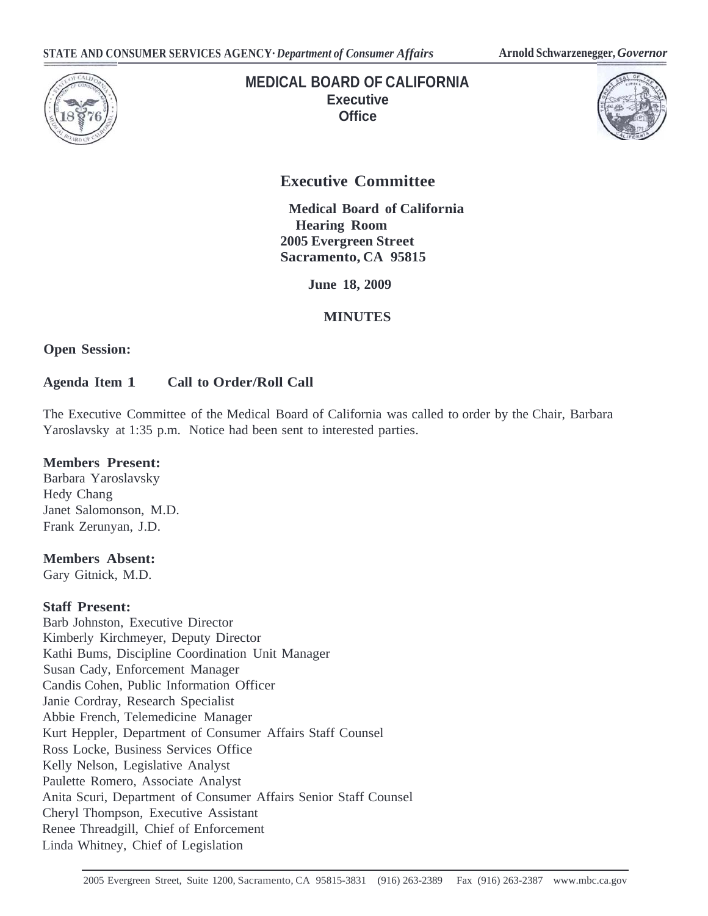STATE AND CONSUMER SERVICES AGENCY· *Department of Consumer Affairs* Arnold Schwarzenegger, *Governor*

**MEDICAL BOARD OF CALIFORNIA**
**Executive Office**

# Executive Committee

**Medical Board of California**
**Hearing Room**
**2005 Evergreen Street**
**Sacramento, CA 95815**

**June 18, 2009**

## MINUTES

**Open Session:**

**Agenda Item 1 Call to Order/Roll Call**

The Executive Committee of the Medical Board of California was called to order by the Chair, Barbara Yaroslavsky at 1:35 p.m. Notice had been sent to interested parties.

**Members Present:**
Barbara Yaroslavsky
Hedy Chang
Janet Salomonson, M.D.
Frank Zerunyan, J.D.

**Members Absent:**
Gary Gitnick, M.D.

**Staff Present:**
Barb Johnston, Executive Director
Kimberly Kirchmeyer, Deputy Director
Kathi Bums, Discipline Coordination Unit Manager
Susan Cady, Enforcement Manager
Candis Cohen, Public Information Officer
Janie Cordray, Research Specialist
Abbie French, Telemedicine Manager
Kurt Heppler, Department of Consumer Affairs Staff Counsel
Ross Locke, Business Services Office
Kelly Nelson, Legislative Analyst
Paulette Romero, Associate Analyst
Anita Scuri, Department of Consumer Affairs Senior Staff Counsel
Cheryl Thompson, Executive Assistant
Renee Threadgill, Chief of Enforcement
Linda Whitney, Chief of Legislation

2005 Evergreen Street, Suite 1200, Sacramento, CA 95815-3831 (916) 263-2389 Fax (916) 263-2387 www.mbc.ca.gov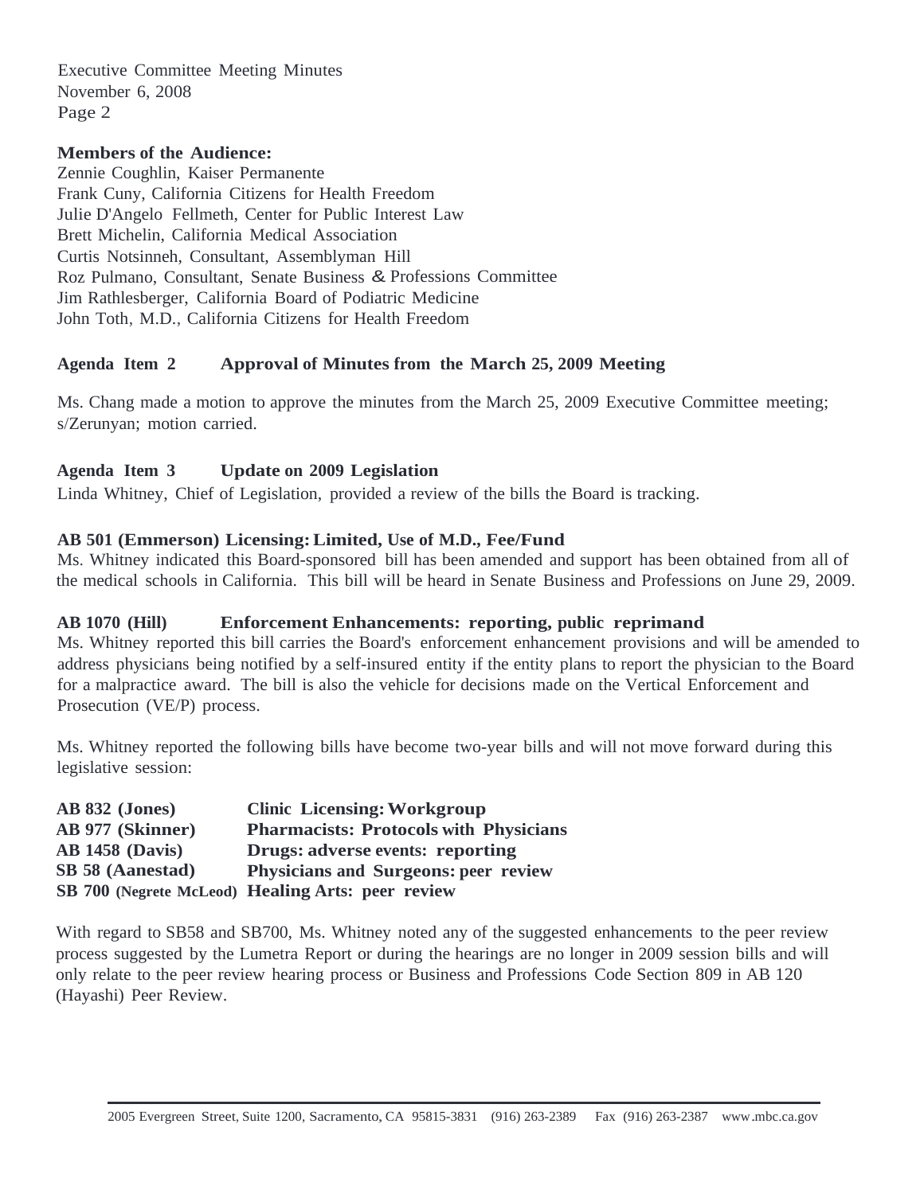**Members of the Audience:**

Zennie Coughlin, Kaiser Permanente
Frank Cuny, California Citizens for Health Freedom
Julie D'Angelo Fellmeth, Center for Public Interest Law
Brett Michelin, California Medical Association
Curtis Notsinneh, Consultant, Assemblyman Hill
Roz Pulmano, Consultant, Senate Business & Professions Committee
Jim Rathlesberger, California Board of Podiatric Medicine
John Toth, M.D., California Citizens for Health Freedom

**Agenda Item 2 Approval of Minutes from the March 25, 2009 Meeting**

Ms. Chang made a motion to approve the minutes from the March 25, 2009 Executive Committee meeting; s/Zerunyan; motion carried.

**Agenda Item 3 Update on 2009 Legislation**

Linda Whitney, Chief of Legislation, provided a review of the bills the Board is tracking.

**AB 501 (Emmerson) Licensing: Limited, Use of M.D., Fee/Fund**

Ms. Whitney indicated this Board-sponsored bill has been amended and support has been obtained from all of the medical schools in California. This bill will be heard in Senate Business and Professions on June 29, 2009.

**AB 1070 (Hill) Enforcement Enhancements: reporting, public reprimand**

Ms. Whitney reported this bill carries the Board's enforcement enhancement provisions and will be amended to address physicians being notified by a self-insured entity if the entity plans to report the physician to the Board for a malpractice award. The bill is also the vehicle for decisions made on the Vertical Enforcement and Prosecution (VE/P) process.

Ms. Whitney reported the following bills have become two-year bills and will not move forward during this legislative session:

**AB 832 (Jones)** **Clinic Licensing: Workgroup**
**AB 977 (Skinner)** **Pharmacists: Protocols with Physicians**
**AB 1458 (Davis)** **Drugs: adverse events: reporting**
**SB 58 (Aanestad)** **Physicians and Surgeons: peer review**
**SB 700 (Negrete McLeod)** **Healing Arts: peer review**

With regard to SB58 and SB700, Ms. Whitney noted any of the suggested enhancements to the peer review process suggested by the Lumetra Report or during the hearings are no longer in 2009 session bills and will only relate to the peer review hearing process or Business and Professions Code Section 809 in AB 120 (Hayashi) Peer Review.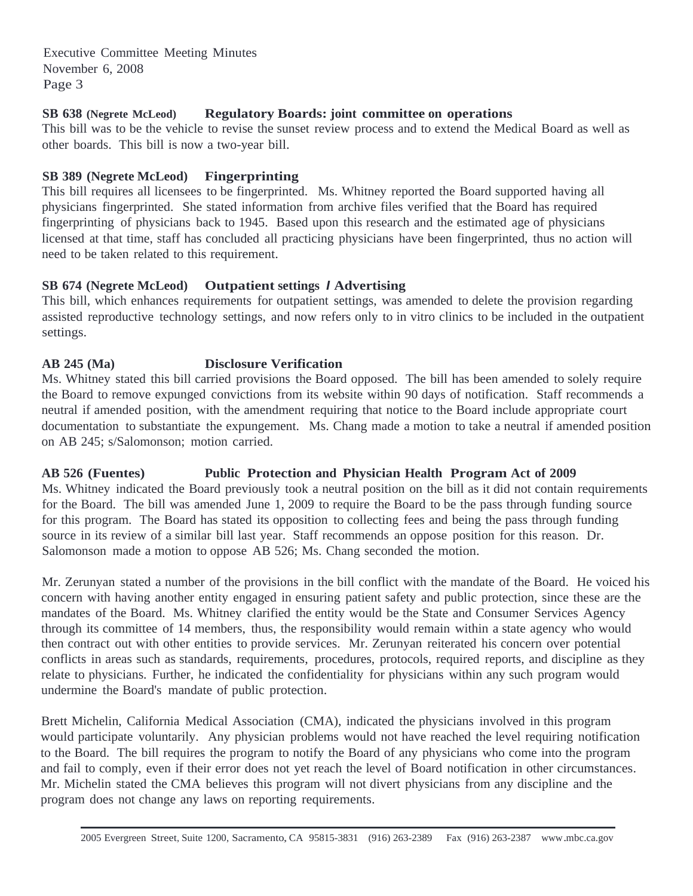**SB 638 (Negrete McLeod) Regulatory Boards: joint committee on operations**

This bill was to be the vehicle to revise the sunset review process and to extend the Medical Board as well as other boards. This bill is now a two-year bill.

**SB 389 (Negrete McLeod) Fingerprinting**

This bill requires all licensees to be fingerprinted. Ms. Whitney reported the Board supported having all physicians fingerprinted. She stated information from archive files verified that the Board has required fingerprinting of physicians back to 1945. Based upon this research and the estimated age of physicians licensed at that time, staff has concluded all practicing physicians have been fingerprinted, thus no action will need to be taken related to this requirement.

**SB 674 (Negrete McLeod) Outpatient settings / Advertising**

This bill, which enhances requirements for outpatient settings, was amended to delete the provision regarding assisted reproductive technology settings, and now refers only to in vitro clinics to be included in the outpatient settings.

**AB 245 (Ma) Disclosure Verification**

Ms. Whitney stated this bill carried provisions the Board opposed. The bill has been amended to solely require the Board to remove expunged convictions from its website within 90 days of notification. Staff recommends a neutral if amended position, with the amendment requiring that notice to the Board include appropriate court documentation to substantiate the expungement. Ms. Chang made a motion to take a neutral if amended position on AB 245; s/Salomonson; motion carried.

**AB 526 (Fuentes) Public Protection and Physician Health Program Act of 2009**

Ms. Whitney indicated the Board previously took a neutral position on the bill as it did not contain requirements for the Board. The bill was amended June 1, 2009 to require the Board to be the pass through funding source for this program. The Board has stated its opposition to collecting fees and being the pass through funding source in its review of a similar bill last year. Staff recommends an oppose position for this reason. Dr. Salomonson made a motion to oppose AB 526; Ms. Chang seconded the motion.

Mr. Zerunyan stated a number of the provisions in the bill conflict with the mandate of the Board. He voiced his concern with having another entity engaged in ensuring patient safety and public protection, since these are the mandates of the Board. Ms. Whitney clarified the entity would be the State and Consumer Services Agency through its committee of 14 members, thus, the responsibility would remain within a state agency who would then contract out with other entities to provide services. Mr. Zerunyan reiterated his concern over potential conflicts in areas such as standards, requirements, procedures, protocols, required reports, and discipline as they relate to physicians. Further, he indicated the confidentiality for physicians within any such program would undermine the Board's mandate of public protection.

Brett Michelin, California Medical Association (CMA), indicated the physicians involved in this program would participate voluntarily. Any physician problems would not have reached the level requiring notification to the Board. The bill requires the program to notify the Board of any physicians who come into the program and fail to comply, even if their error does not yet reach the level of Board notification in other circumstances. Mr. Michelin stated the CMA believes this program will not divert physicians from any discipline and the program does not change any laws on reporting requirements.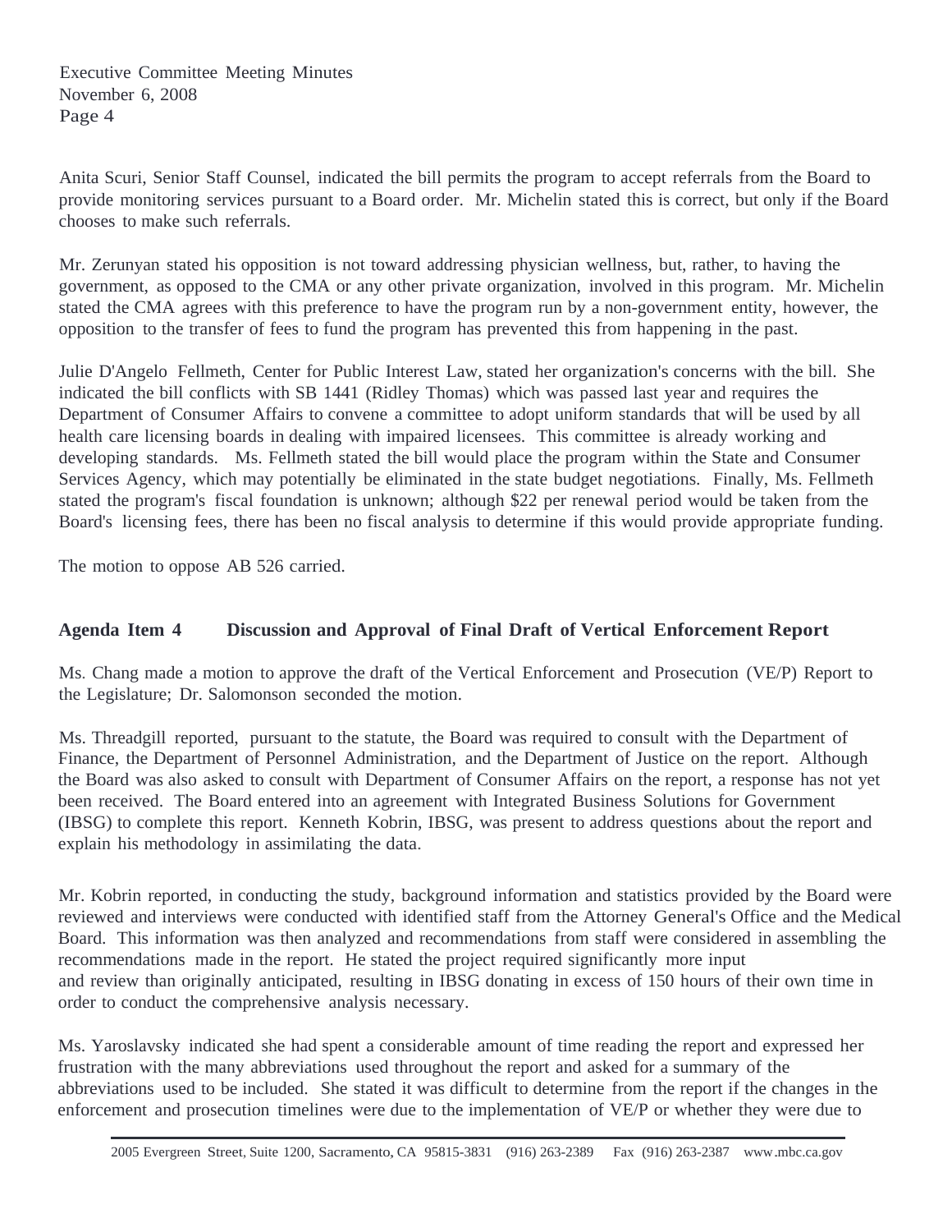Anita Scuri, Senior Staff Counsel, indicated the bill permits the program to accept referrals from the Board to provide monitoring services pursuant to a Board order. Mr. Michelin stated this is correct, but only if the Board chooses to make such referrals.

Mr. Zerunyan stated his opposition is not toward addressing physician wellness, but, rather, to having the government, as opposed to the CMA or any other private organization, involved in this program. Mr. Michelin stated the CMA agrees with this preference to have the program run by a non-government entity, however, the opposition to the transfer of fees to fund the program has prevented this from happening in the past.

Julie D'Angelo Fellmeth, Center for Public Interest Law, stated her organization's concerns with the bill. She indicated the bill conflicts with SB 1441 (Ridley Thomas) which was passed last year and requires the Department of Consumer Affairs to convene a committee to adopt uniform standards that will be used by all health care licensing boards in dealing with impaired licensees. This committee is already working and developing standards. Ms. Fellmeth stated the bill would place the program within the State and Consumer Services Agency, which may potentially be eliminated in the state budget negotiations. Finally, Ms. Fellmeth stated the program's fiscal foundation is unknown; although $22 per renewal period would be taken from the Board's licensing fees, there has been no fiscal analysis to determine if this would provide appropriate funding.

The motion to oppose AB 526 carried.

## Agenda Item 4 Discussion and Approval of Final Draft of Vertical Enforcement Report

Ms. Chang made a motion to approve the draft of the Vertical Enforcement and Prosecution (VE/P) Report to the Legislature; Dr. Salomonson seconded the motion.

Ms. Threadgill reported, pursuant to the statute, the Board was required to consult with the Department of Finance, the Department of Personnel Administration, and the Department of Justice on the report. Although the Board was also asked to consult with Department of Consumer Affairs on the report, a response has not yet been received. The Board entered into an agreement with Integrated Business Solutions for Government (IBSG) to complete this report. Kenneth Kobrin, IBSG, was present to address questions about the report and explain his methodology in assimilating the data.

Mr. Kobrin reported, in conducting the study, background information and statistics provided by the Board were reviewed and interviews were conducted with identified staff from the Attorney General's Office and the Medical Board. This information was then analyzed and recommendations from staff were considered in assembling the recommendations made in the report. He stated the project required significantly more input and review than originally anticipated, resulting in IBSG donating in excess of 150 hours of their own time in order to conduct the comprehensive analysis necessary.

Ms. Yaroslavsky indicated she had spent a considerable amount of time reading the report and expressed her frustration with the many abbreviations used throughout the report and asked for a summary of the abbreviations used to be included. She stated it was difficult to determine from the report if the changes in the enforcement and prosecution timelines were due to the implementation of VE/P or whether they were due to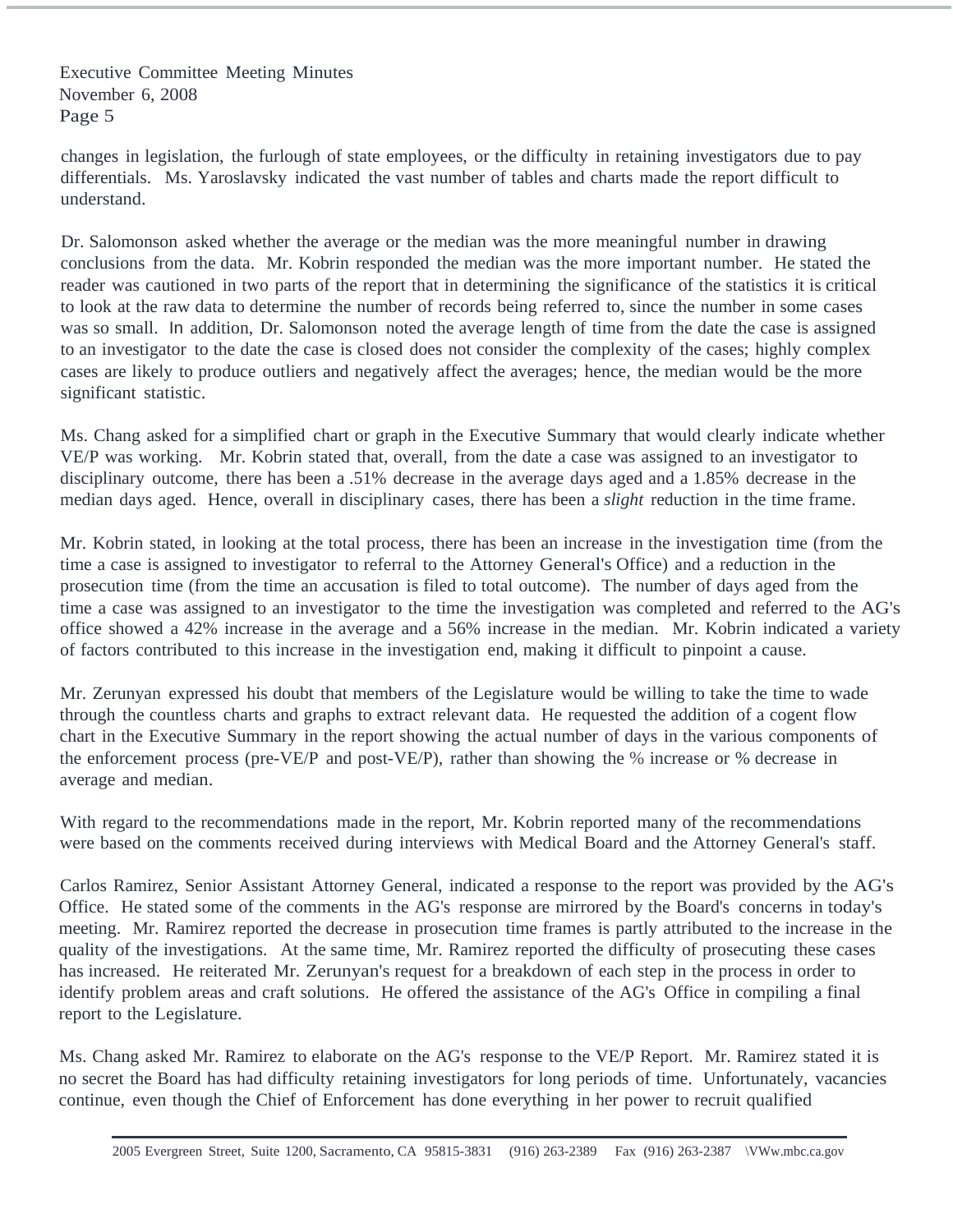changes in legislation, the furlough of state employees, or the difficulty in retaining investigators due to pay differentials. Ms. Yaroslavsky indicated the vast number of tables and charts made the report difficult to understand.

Dr. Salomonson asked whether the average or the median was the more meaningful number in drawing conclusions from the data. Mr. Kobrin responded the median was the more important number. He stated the reader was cautioned in two parts of the report that in determining the significance of the statistics it is critical to look at the raw data to determine the number of records being referred to, since the number in some cases was so small. In addition, Dr. Salomonson noted the average length of time from the date the case is assigned to an investigator to the date the case is closed does not consider the complexity of the cases; highly complex cases are likely to produce outliers and negatively affect the averages; hence, the median would be the more significant statistic.

Ms. Chang asked for a simplified chart or graph in the Executive Summary that would clearly indicate whether VE/P was working. Mr. Kobrin stated that, overall, from the date a case was assigned to an investigator to disciplinary outcome, there has been a .51% decrease in the average days aged and a 1.85% decrease in the median days aged. Hence, overall in disciplinary cases, there has been a *slight* reduction in the time frame.

Mr. Kobrin stated, in looking at the total process, there has been an increase in the investigation time (from the time a case is assigned to investigator to referral to the Attorney General's Office) and a reduction in the prosecution time (from the time an accusation is filed to total outcome). The number of days aged from the time a case was assigned to an investigator to the time the investigation was completed and referred to the AG's office showed a 42% increase in the average and a 56% increase in the median. Mr. Kobrin indicated a variety of factors contributed to this increase in the investigation end, making it difficult to pinpoint a cause.

Mr. Zerunyan expressed his doubt that members of the Legislature would be willing to take the time to wade through the countless charts and graphs to extract relevant data. He requested the addition of a cogent flow chart in the Executive Summary in the report showing the actual number of days in the various components of the enforcement process (pre-VE/P and post-VE/P), rather than showing the % increase or % decrease in average and median.

With regard to the recommendations made in the report, Mr. Kobrin reported many of the recommendations were based on the comments received during interviews with Medical Board and the Attorney General's staff.

Carlos Ramirez, Senior Assistant Attorney General, indicated a response to the report was provided by the AG's Office. He stated some of the comments in the AG's response are mirrored by the Board's concerns in today's meeting. Mr. Ramirez reported the decrease in prosecution time frames is partly attributed to the increase in the quality of the investigations. At the same time, Mr. Ramirez reported the difficulty of prosecuting these cases has increased. He reiterated Mr. Zerunyan's request for a breakdown of each step in the process in order to identify problem areas and craft solutions. He offered the assistance of the AG's Office in compiling a final report to the Legislature.

Ms. Chang asked Mr. Ramirez to elaborate on the AG's response to the VE/P Report. Mr. Ramirez stated it is no secret the Board has had difficulty retaining investigators for long periods of time. Unfortunately, vacancies continue, even though the Chief of Enforcement has done everything in her power to recruit qualified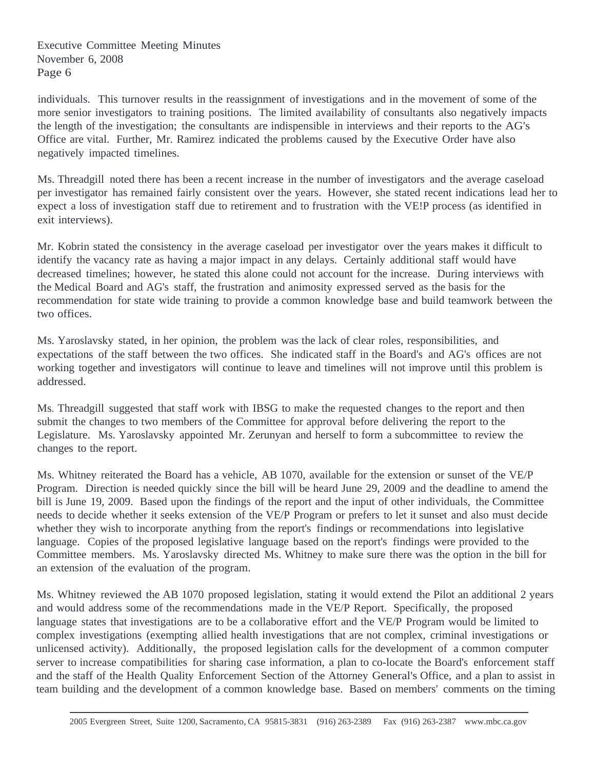individuals. This turnover results in the reassignment of investigations and in the movement of some of the more senior investigators to training positions. The limited availability of consultants also negatively impacts the length of the investigation; the consultants are indispensible in interviews and their reports to the AG's Office are vital. Further, Mr. Ramirez indicated the problems caused by the Executive Order have also negatively impacted timelines.

Ms. Threadgill noted there has been a recent increase in the number of investigators and the average caseload per investigator has remained fairly consistent over the years. However, she stated recent indications lead her to expect a loss of investigation staff due to retirement and to frustration with the VE!P process (as identified in exit interviews).

Mr. Kobrin stated the consistency in the average caseload per investigator over the years makes it difficult to identify the vacancy rate as having a major impact in any delays. Certainly additional staff would have decreased timelines; however, he stated this alone could not account for the increase. During interviews with the Medical Board and AG's staff, the frustration and animosity expressed served as the basis for the recommendation for state wide training to provide a common knowledge base and build teamwork between the two offices.

Ms. Yaroslavsky stated, in her opinion, the problem was the lack of clear roles, responsibilities, and expectations of the staff between the two offices. She indicated staff in the Board's and AG's offices are not working together and investigators will continue to leave and timelines will not improve until this problem is addressed.

Ms. Threadgill suggested that staff work with IBSG to make the requested changes to the report and then submit the changes to two members of the Committee for approval before delivering the report to the Legislature. Ms. Yaroslavsky appointed Mr. Zerunyan and herself to form a subcommittee to review the changes to the report.

Ms. Whitney reiterated the Board has a vehicle, AB 1070, available for the extension or sunset of the VE/P Program. Direction is needed quickly since the bill will be heard June 29, 2009 and the deadline to amend the bill is June 19, 2009. Based upon the findings of the report and the input of other individuals, the Committee needs to decide whether it seeks extension of the VE/P Program or prefers to let it sunset and also must decide whether they wish to incorporate anything from the report's findings or recommendations into legislative language. Copies of the proposed legislative language based on the report's findings were provided to the Committee members. Ms. Yaroslavsky directed Ms. Whitney to make sure there was the option in the bill for an extension of the evaluation of the program.

Ms. Whitney reviewed the AB 1070 proposed legislation, stating it would extend the Pilot an additional 2 years and would address some of the recommendations made in the VE/P Report. Specifically, the proposed language states that investigations are to be a collaborative effort and the VE/P Program would be limited to complex investigations (exempting allied health investigations that are not complex, criminal investigations or unlicensed activity). Additionally, the proposed legislation calls for the development of a common computer server to increase compatibilities for sharing case information, a plan to co-locate the Board's enforcement staff and the staff of the Health Quality Enforcement Section of the Attorney General's Office, and a plan to assist in team building and the development of a common knowledge base. Based on members' comments on the timing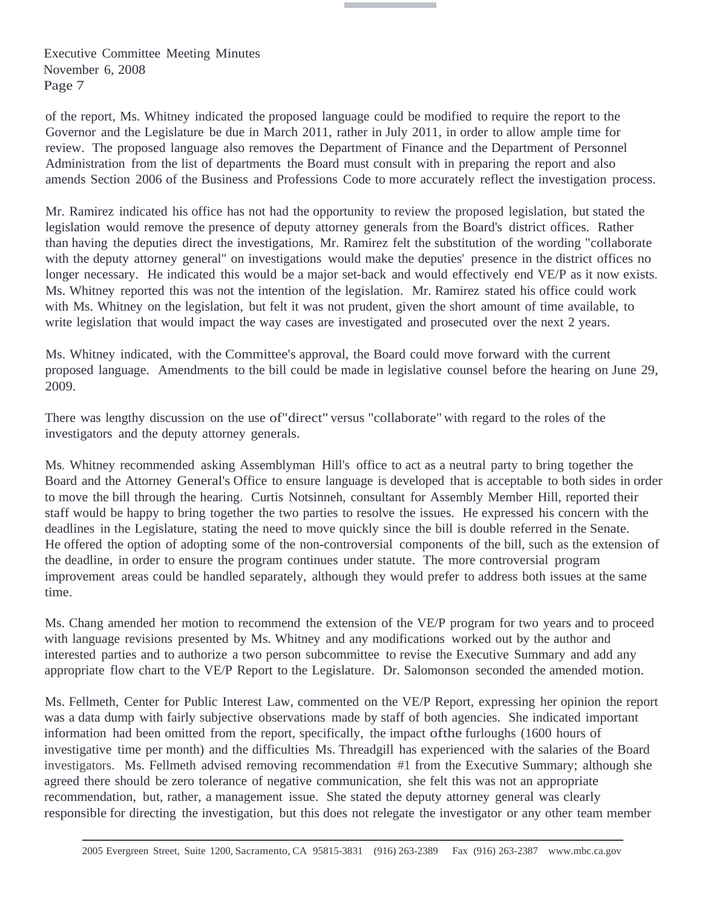of the report, Ms. Whitney indicated the proposed language could be modified to require the report to the Governor and the Legislature be due in March 2011, rather in July 2011, in order to allow ample time for review. The proposed language also removes the Department of Finance and the Department of Personnel Administration from the list of departments the Board must consult with in preparing the report and also amends Section 2006 of the Business and Professions Code to more accurately reflect the investigation process.

Mr. Ramirez indicated his office has not had the opportunity to review the proposed legislation, but stated the legislation would remove the presence of deputy attorney generals from the Board's district offices. Rather than having the deputies direct the investigations, Mr. Ramirez felt the substitution of the wording "collaborate with the deputy attorney general" on investigations would make the deputies' presence in the district offices no longer necessary. He indicated this would be a major set-back and would effectively end VE/P as it now exists. Ms. Whitney reported this was not the intention of the legislation. Mr. Ramirez stated his office could work with Ms. Whitney on the legislation, but felt it was not prudent, given the short amount of time available, to write legislation that would impact the way cases are investigated and prosecuted over the next 2 years.

Ms. Whitney indicated, with the Committee's approval, the Board could move forward with the current proposed language. Amendments to the bill could be made in legislative counsel before the hearing on June 29, 2009.

There was lengthy discussion on the use of "direct" versus "collaborate" with regard to the roles of the investigators and the deputy attorney generals.

Ms. Whitney recommended asking Assemblyman Hill's office to act as a neutral party to bring together the Board and the Attorney General's Office to ensure language is developed that is acceptable to both sides in order to move the bill through the hearing. Curtis Notsinneh, consultant for Assembly Member Hill, reported their staff would be happy to bring together the two parties to resolve the issues. He expressed his concern with the deadlines in the Legislature, stating the need to move quickly since the bill is double referred in the Senate. He offered the option of adopting some of the non-controversial components of the bill, such as the extension of the deadline, in order to ensure the program continues under statute. The more controversial program improvement areas could be handled separately, although they would prefer to address both issues at the same time.

Ms. Chang amended her motion to recommend the extension of the VE/P program for two years and to proceed with language revisions presented by Ms. Whitney and any modifications worked out by the author and interested parties and to authorize a two person subcommittee to revise the Executive Summary and add any appropriate flow chart to the VE/P Report to the Legislature. Dr. Salomonson seconded the amended motion.

Ms. Fellmeth, Center for Public Interest Law, commented on the VE/P Report, expressing her opinion the report was a data dump with fairly subjective observations made by staff of both agencies. She indicated important information had been omitted from the report, specifically, the impact of the furloughs (1600 hours of investigative time per month) and the difficulties Ms. Threadgill has experienced with the salaries of the Board investigators. Ms. Fellmeth advised removing recommendation #1 from the Executive Summary; although she agreed there should be zero tolerance of negative communication, she felt this was not an appropriate recommendation, but, rather, a management issue. She stated the deputy attorney general was clearly responsible for directing the investigation, but this does not relegate the investigator or any other team member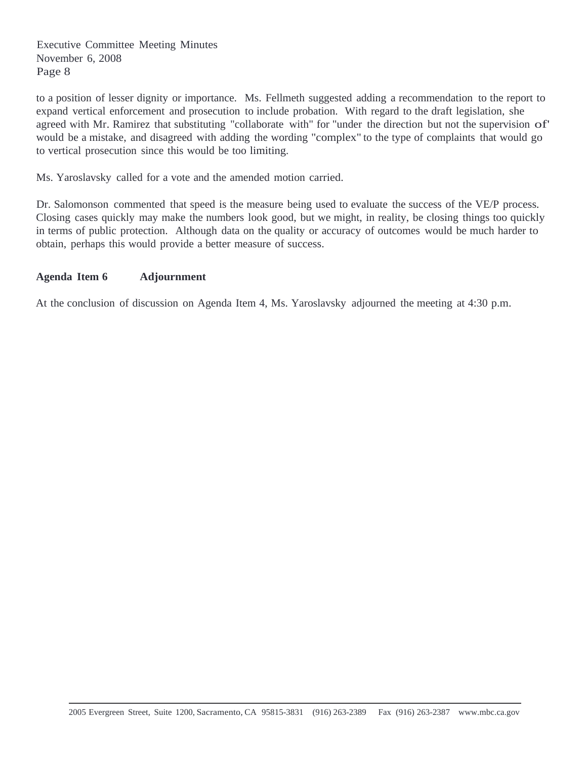to a position of lesser dignity or importance. Ms. Fellmeth suggested adding a recommendation to the report to expand vertical enforcement and prosecution to include probation. With regard to the draft legislation, she agreed with Mr. Ramirez that substituting "collaborate with" for "under the direction but not the supervision of" would be a mistake, and disagreed with adding the wording "complex" to the type of complaints that would go to vertical prosecution since this would be too limiting.

Ms. Yaroslavsky called for a vote and the amended motion carried.

Dr. Salomonson commented that speed is the measure being used to evaluate the success of the VE/P process. Closing cases quickly may make the numbers look good, but we might, in reality, be closing things too quickly in terms of public protection. Although data on the quality or accuracy of outcomes would be much harder to obtain, perhaps this would provide a better measure of success.

**Agenda Item 6 Adjournment**

At the conclusion of discussion on Agenda Item 4, Ms. Yaroslavsky adjourned the meeting at 4:30 p.m.